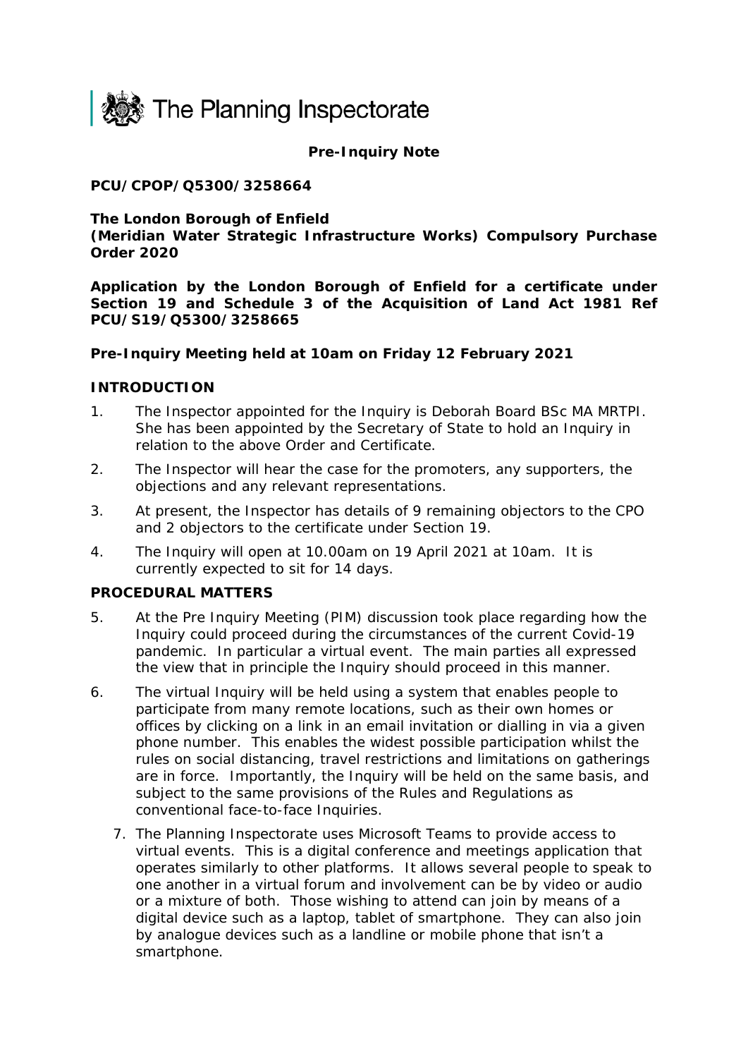The Planning Inspectorate

**Pre-Inquiry Note**

**PCU/CPOP/Q5300/3258664**

**The London Borough of Enfield**
**(Meridian Water Strategic Infrastructure Works) Compulsory Purchase Order 2020**

**Application by the London Borough of Enfield for a certificate under Section 19 and Schedule 3 of the Acquisition of Land Act 1981 Ref PCU/S19/Q5300/3258665**

**Pre-Inquiry Meeting held at 10am on Friday 12 February 2021**

## INTRODUCTION

1. The Inspector appointed for the Inquiry is Deborah Board BSc MA MRTPI. She has been appointed by the Secretary of State to hold an Inquiry in relation to the above Order and Certificate.
2. The Inspector will hear the case for the promoters, any supporters, the objections and any relevant representations.
3. At present, the Inspector has details of 9 remaining objectors to the CPO and 2 objectors to the certificate under Section 19.
4. The Inquiry will open at 10.00am on 19 April 2021 at 10am. It is currently expected to sit for 14 days.

## PROCEDURAL MATTERS

5. At the Pre Inquiry Meeting (PIM) discussion took place regarding how the Inquiry could proceed during the circumstances of the current Covid-19 pandemic. In particular a virtual event. The main parties all expressed the view that in principle the Inquiry should proceed in this manner.
6. The virtual Inquiry will be held using a system that enables people to participate from many remote locations, such as their own homes or offices by clicking on a link in an email invitation or dialling in via a given phone number. This enables the widest possible participation whilst the rules on social distancing, travel restrictions and limitations on gatherings are in force. Importantly, the Inquiry will be held on the same basis, and subject to the same provisions of the Rules and Regulations as conventional face-to-face Inquiries.
7. The Planning Inspectorate uses Microsoft Teams to provide access to virtual events. This is a digital conference and meetings application that operates similarly to other platforms. It allows several people to speak to one another in a virtual forum and involvement can be by video or audio or a mixture of both. Those wishing to attend can join by means of a digital device such as a laptop, tablet of smartphone. They can also join by analogue devices such as a landline or mobile phone that isn't a smartphone.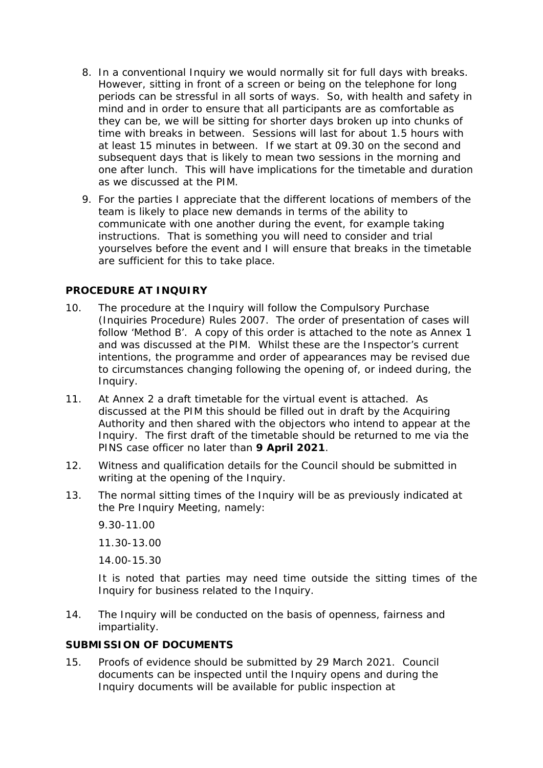8. In a conventional Inquiry we would normally sit for full days with breaks. However, sitting in front of a screen or being on the telephone for long periods can be stressful in all sorts of ways. So, with health and safety in mind and in order to ensure that all participants are as comfortable as they can be, we will be sitting for shorter days broken up into chunks of time with breaks in between. Sessions will last for about 1.5 hours with at least 15 minutes in between. If we start at 09.30 on the second and subsequent days that is likely to mean two sessions in the morning and one after lunch. This will have implications for the timetable and duration as we discussed at the PIM.

9. For the parties I appreciate that the different locations of members of the team is likely to place new demands in terms of the ability to communicate with one another during the event, for example taking instructions. That is something you will need to consider and trial yourselves before the event and I will ensure that breaks in the timetable are sufficient for this to take place.

## PROCEDURE AT INQUIRY

10. The procedure at the Inquiry will follow the Compulsory Purchase (Inquiries Procedure) Rules 2007. The order of presentation of cases will follow 'Method B'. A copy of this order is attached to the note as Annex 1 and was discussed at the PIM. Whilst these are the Inspector's current intentions, the programme and order of appearances may be revised due to circumstances changing following the opening of, or indeed during, the Inquiry.

11. At Annex 2 a draft timetable for the virtual event is attached. As discussed at the PIM this should be filled out in draft by the Acquiring Authority and then shared with the objectors who intend to appear at the Inquiry. The first draft of the timetable should be returned to me via the PINS case officer no later than **9 April 2021**.

12. Witness and qualification details for the Council should be submitted in writing at the opening of the Inquiry.

13. The normal sitting times of the Inquiry will be as previously indicated at the Pre Inquiry Meeting, namely:

    9.30-11.00

    11.30-13.00

    14.00-15.30

    It is noted that parties may need time outside the sitting times of the Inquiry for business related to the Inquiry.

14. The Inquiry will be conducted on the basis of openness, fairness and impartiality.

## SUBMISSION OF DOCUMENTS

15. Proofs of evidence should be submitted by 29 March 2021. Council documents can be inspected until the Inquiry opens and during the Inquiry documents will be available for public inspection at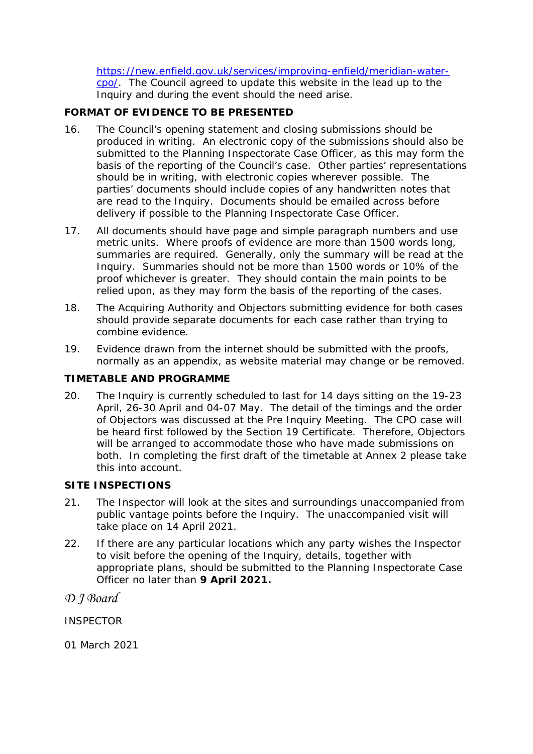[https://new.enfield.gov.uk/services/improving-enfield/meridian-water-cpo/](https://new.enfield.gov.uk/services/improving-enfield/meridian-water-cpo/). The Council agreed to update this website in the lead up to the Inquiry and during the event should the need arise.

**FORMAT OF EVIDENCE TO BE PRESENTED**

16. The Council's opening statement and closing submissions should be produced in writing. An electronic copy of the submissions should also be submitted to the Planning Inspectorate Case Officer, as this may form the basis of the reporting of the Council's case. Other parties' representations should be in writing, with electronic copies wherever possible. The parties' documents should include copies of any handwritten notes that are read to the Inquiry. Documents should be emailed across before delivery if possible to the Planning Inspectorate Case Officer.

17. All documents should have page and simple paragraph numbers and use metric units. Where proofs of evidence are more than 1500 words long, summaries are required. Generally, only the summary will be read at the Inquiry. Summaries should not be more than 1500 words or 10% of the proof whichever is greater. They should contain the main points to be relied upon, as they may form the basis of the reporting of the cases.

18. The Acquiring Authority and Objectors submitting evidence for both cases should provide separate documents for each case rather than trying to combine evidence.

19. Evidence drawn from the internet should be submitted with the proofs, normally as an appendix, as website material may change or be removed.

**TIMETABLE AND PROGRAMME**

20. The Inquiry is currently scheduled to last for 14 days sitting on the 19-23 April, 26-30 April and 04-07 May. The detail of the timings and the order of Objectors was discussed at the Pre Inquiry Meeting. The CPO case will be heard first followed by the Section 19 Certificate. Therefore, Objectors will be arranged to accommodate those who have made submissions on both. In completing the first draft of the timetable at Annex 2 please take this into account.

**SITE INSPECTIONS**

21. The Inspector will look at the sites and surroundings unaccompanied from public vantage points before the Inquiry. The unaccompanied visit will take place on 14 April 2021.

22. If there are any particular locations which any party wishes the Inspector to visit before the opening of the Inquiry, details, together with appropriate plans, should be submitted to the Planning Inspectorate Case Officer no later than **9 April 2021.**

*D J Board*

INSPECTOR

01 March 2021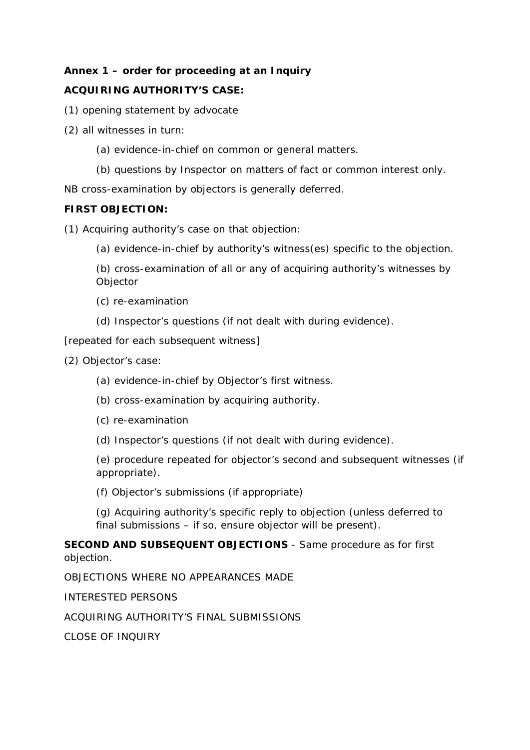**Annex 1 – order for proceeding at an Inquiry**

**ACQUIRING AUTHORITY'S CASE:**

(1) opening statement by advocate

(2) all witnesses in turn:

> (a) evidence-in-chief on common or general matters.
>
> (b) questions by Inspector on matters of fact or common interest only.

NB cross-examination by objectors is generally deferred.

**FIRST OBJECTION:**

(1) Acquiring authority's case on that objection:

> (a) evidence-in-chief by authority's witness(es) specific to the objection.
>
> (b) cross-examination of all or any of acquiring authority's witnesses by Objector
>
> (c) re-examination
>
> (d) Inspector's questions (if not dealt with during evidence).

[repeated for each subsequent witness]

(2) Objector's case:

> (a) evidence-in-chief by Objector's first witness.
>
> (b) cross-examination by acquiring authority.
>
> (c) re-examination
>
> (d) Inspector's questions (if not dealt with during evidence).
>
> (e) procedure repeated for objector's second and subsequent witnesses (if appropriate).
>
> (f) Objector's submissions (if appropriate)
>
> (g) Acquiring authority's specific reply to objection (unless deferred to final submissions – if so, ensure objector will be present).

**SECOND AND SUBSEQUENT OBJECTIONS** - Same procedure as for first objection.

OBJECTIONS WHERE NO APPEARANCES MADE

INTERESTED PERSONS

ACQUIRING AUTHORITY'S FINAL SUBMISSIONS

CLOSE OF INQUIRY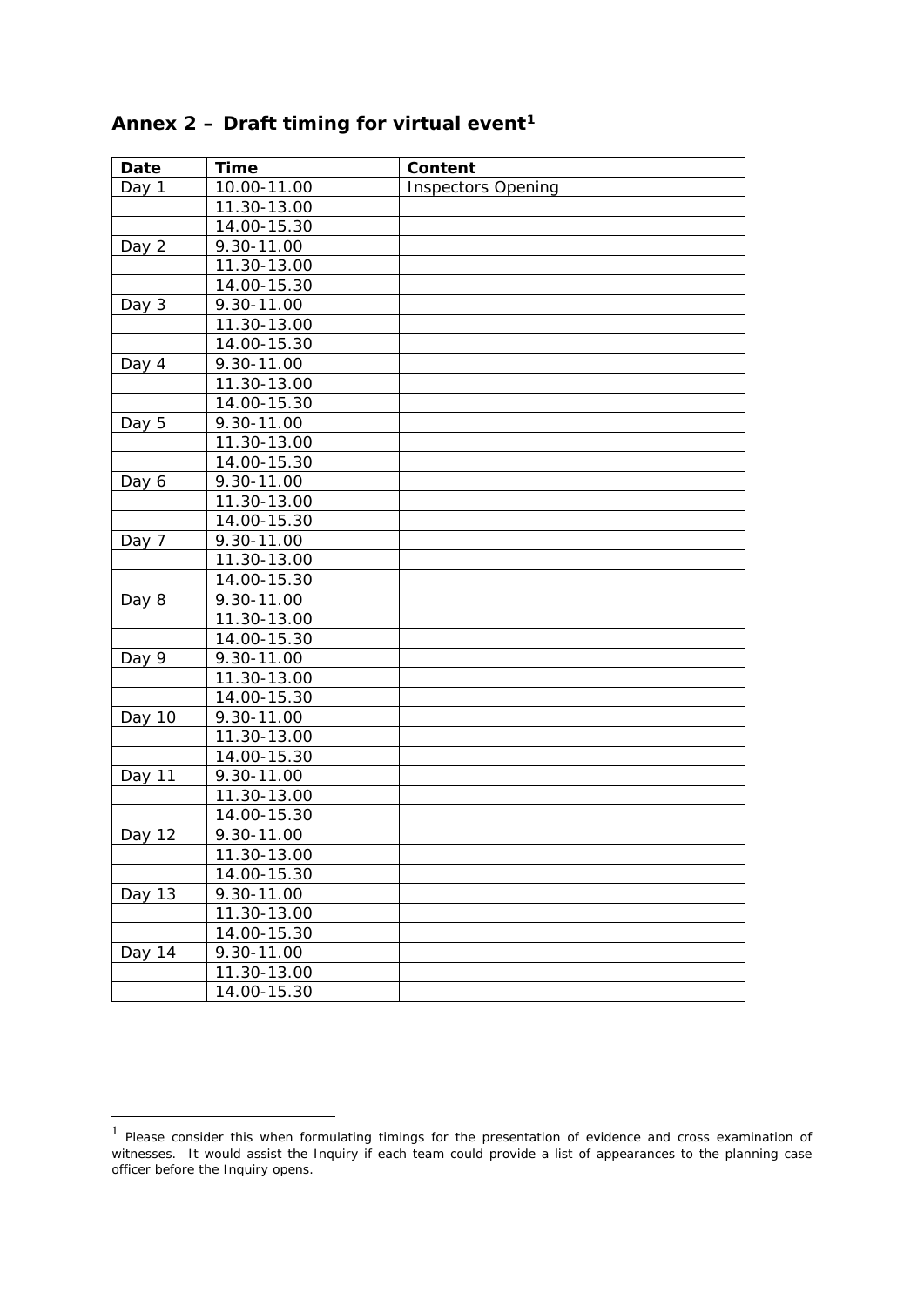## Annex 2 – Draft timing for virtual event[1]

| Date | Time | Content |
|---|---|---|
| Day 1 | 10.00-11.00 | Inspectors Opening |
| | 11.30-13.00 | |
| | 14.00-15.30 | |
| Day 2 | 9.30-11.00 | |
| | 11.30-13.00 | |
| | 14.00-15.30 | |
| Day 3 | 9.30-11.00 | |
| | 11.30-13.00 | |
| | 14.00-15.30 | |
| Day 4 | 9.30-11.00 | |
| | 11.30-13.00 | |
| | 14.00-15.30 | |
| Day 5 | 9.30-11.00 | |
| | 11.30-13.00 | |
| | 14.00-15.30 | |
| Day 6 | 9.30-11.00 | |
| | 11.30-13.00 | |
| | 14.00-15.30 | |
| Day 7 | 9.30-11.00 | |
| | 11.30-13.00 | |
| | 14.00-15.30 | |
| Day 8 | 9.30-11.00 | |
| | 11.30-13.00 | |
| | 14.00-15.30 | |
| Day 9 | 9.30-11.00 | |
| | 11.30-13.00 | |
| | 14.00-15.30 | |
| Day 10 | 9.30-11.00 | |
| | 11.30-13.00 | |
| | 14.00-15.30 | |
| Day 11 | 9.30-11.00 | |
| | 11.30-13.00 | |
| | 14.00-15.30 | |
| Day 12 | 9.30-11.00 | |
| | 11.30-13.00 | |
| | 14.00-15.30 | |
| Day 13 | 9.30-11.00 | |
| | 11.30-13.00 | |
| | 14.00-15.30 | |
| Day 14 | 9.30-11.00 | |
| | 11.30-13.00 | |
| | 14.00-15.30 | |

[1] Please consider this when formulating timings for the presentation of evidence and cross examination of witnesses. It would assist the Inquiry if each team could provide a list of appearances to the planning case officer before the Inquiry opens.